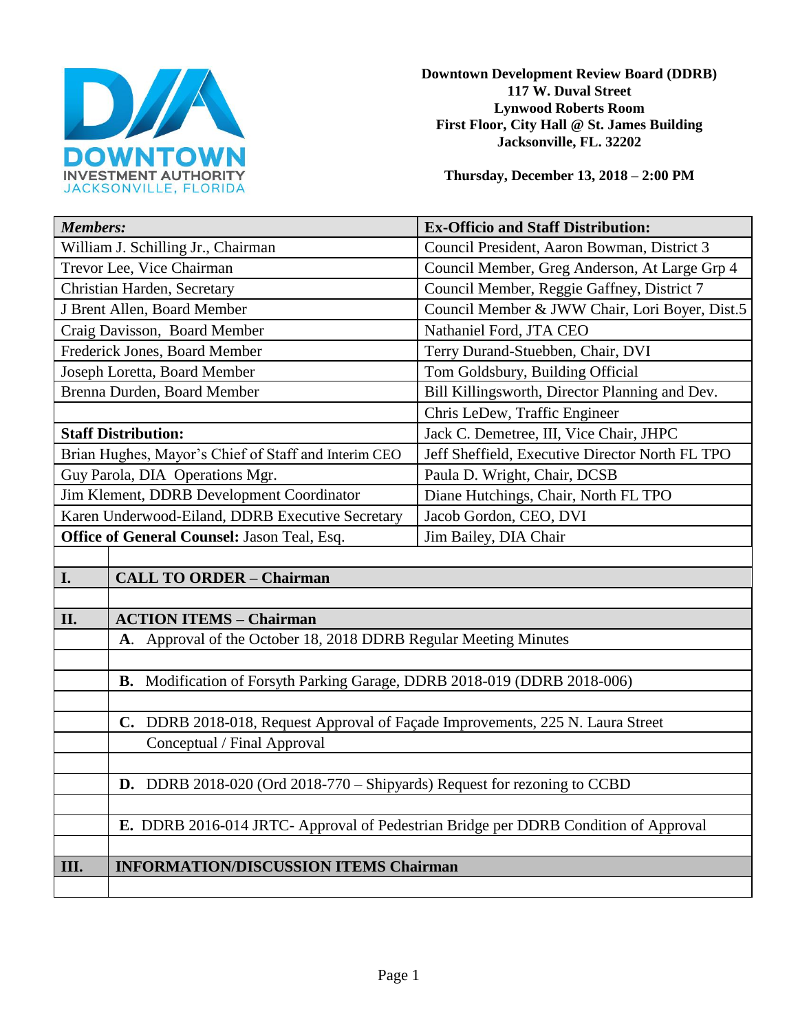**Downtown Development Review Board (DDRB)**
**117 W. Duval Street**
**Lynwood Roberts Room**
**First Floor, City Hall @ St. James Building**
**Jacksonville, FL. 32202**

**Thursday, December 13, 2018 – 2:00 PM**

| ***Members:*** | **Ex-Officio and Staff Distribution:** |
|---|---|
| William J. Schilling Jr., Chairman | Council President, Aaron Bowman, District 3 |
| Trevor Lee, Vice Chairman | Council Member, Greg Anderson, At Large Grp 4 |
| Christian Harden, Secretary | Council Member, Reggie Gaffney, District 7 |
| J Brent Allen, Board Member | Council Member & JWW Chair, Lori Boyer, Dist.5 |
| Craig Davisson, Board Member | Nathaniel Ford, JTA CEO |
| Frederick Jones, Board Member | Terry Durand-Stuebben, Chair, DVI |
| Joseph Loretta, Board Member | Tom Goldsbury, Building Official |
| Brenna Durden, Board Member | Bill Killingsworth, Director Planning and Dev. |
| | Chris LeDew, Traffic Engineer |
| **Staff Distribution:** | Jack C. Demetree, III, Vice Chair, JHPC |
| Brian Hughes, Mayor's Chief of Staff and Interim CEO | Jeff Sheffield, Executive Director North FL TPO |
| Guy Parola, DIA Operations Mgr. | Paula D. Wright, Chair, DCSB |
| Jim Klement, DDRB Development Coordinator | Diane Hutchings, Chair, North FL TPO |
| Karen Underwood-Eiland, DDRB Executive Secretary | Jacob Gordon, CEO, DVI |
| **Office of General Counsel:** Jason Teal, Esq. | Jim Bailey, DIA Chair |

| | |
|---|---|
| **I.** | **CALL TO ORDER – Chairman** |
| | |
| **II.** | **ACTION ITEMS – Chairman** |
| | **A**. Approval of the October 18, 2018 DDRB Regular Meeting Minutes |
| | |
| | **B.** Modification of Forsyth Parking Garage, DDRB 2018-019 (DDRB 2018-006) |
| | |
| | **C.** DDRB 2018-018, Request Approval of Façade Improvements, 225 N. Laura Street |
| | Conceptual / Final Approval |
| | |
| | **D.** DDRB 2018-020 (Ord 2018-770 – Shipyards) Request for rezoning to CCBD |
| | |
| | **E.** DDRB 2016-014 JRTC- Approval of Pedestrian Bridge per DDRB Condition of Approval |
| | |
| **III.** | **INFORMATION/DISCUSSION ITEMS Chairman** |
| | |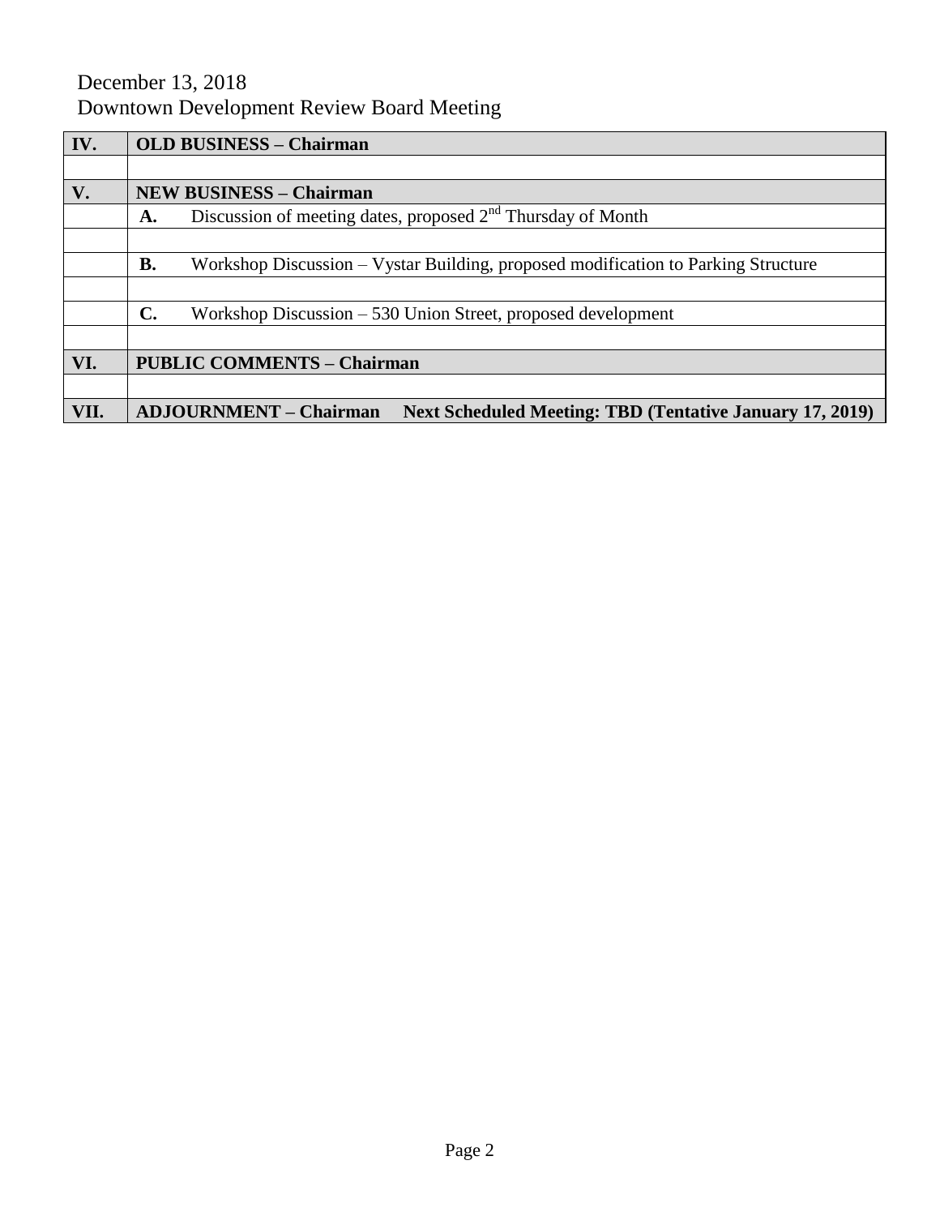December 13, 2018
Downtown Development Review Board Meeting

| | |
|---|---|
| **IV.** | **OLD BUSINESS – Chairman** |
| | |
| **V.** | **NEW BUSINESS – Chairman** |
| | **A.** Discussion of meeting dates, proposed 2nd Thursday of Month |
| | |
| | **B.** Workshop Discussion – Vystar Building, proposed modification to Parking Structure |
| | |
| | **C.** Workshop Discussion – 530 Union Street, proposed development |
| | |
| **VI.** | **PUBLIC COMMENTS – Chairman** |
| | |
| **VII.** | **ADJOURNMENT – Chairman Next Scheduled Meeting: TBD (Tentative January 17, 2019)** |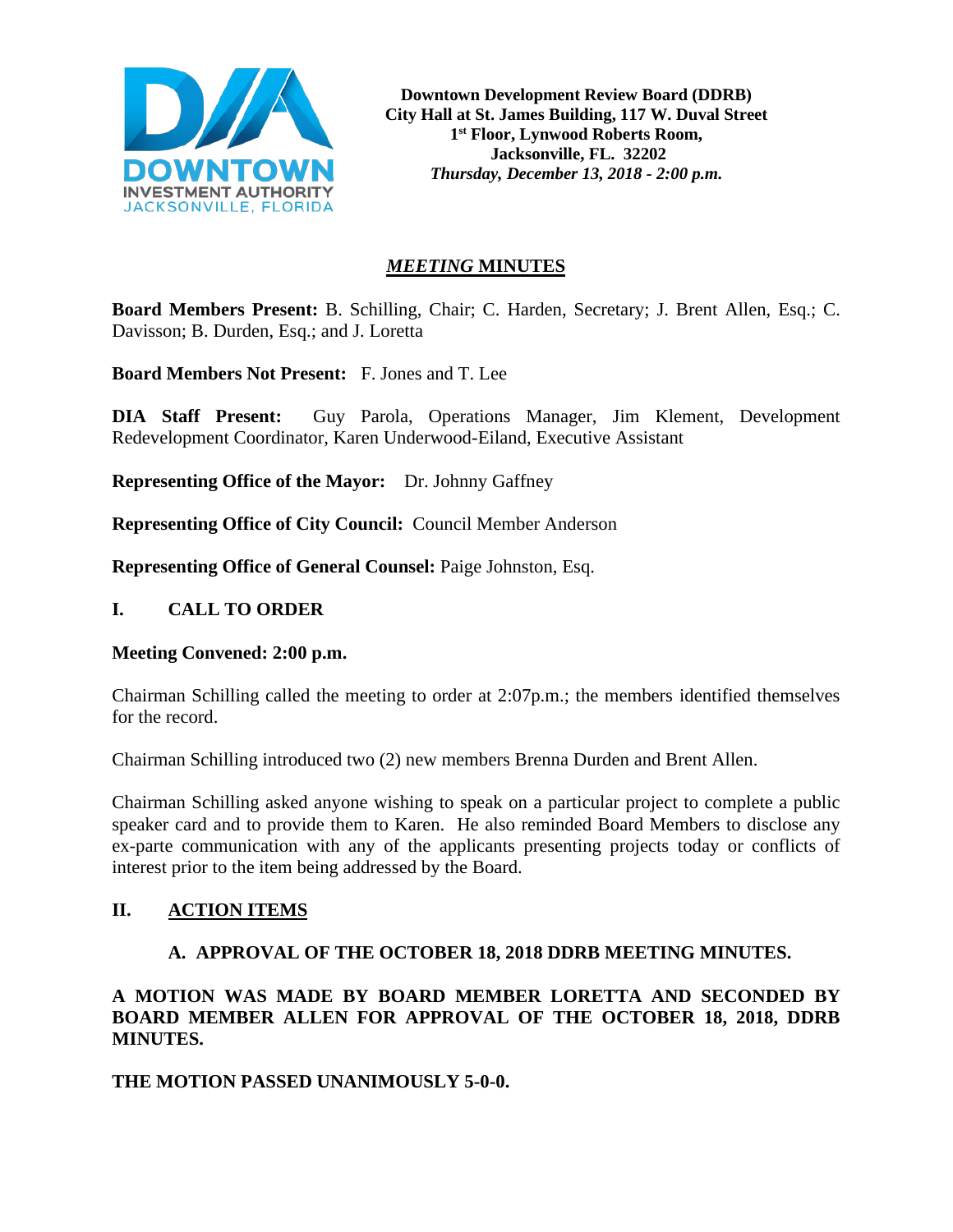**Downtown Development Review Board (DDRB)**
**City Hall at St. James Building, 117 W. Duval Street**
**1st Floor, Lynwood Roberts Room,**
**Jacksonville, FL. 32202**
***Thursday, December 13, 2018 - 2:00 p.m.***

# *MEETING* MINUTES

**Board Members Present:** B. Schilling, Chair; C. Harden, Secretary; J. Brent Allen, Esq.; C. Davisson; B. Durden, Esq.; and J. Loretta

**Board Members Not Present:** F. Jones and T. Lee

**DIA Staff Present:** Guy Parola, Operations Manager, Jim Klement, Development Redevelopment Coordinator, Karen Underwood-Eiland, Executive Assistant

**Representing Office of the Mayor:** Dr. Johnny Gaffney

**Representing Office of City Council:** Council Member Anderson

**Representing Office of General Counsel:** Paige Johnston, Esq.

## I. CALL TO ORDER

**Meeting Convened: 2:00 p.m.**

Chairman Schilling called the meeting to order at 2:07p.m.; the members identified themselves for the record.

Chairman Schilling introduced two (2) new members Brenna Durden and Brent Allen.

Chairman Schilling asked anyone wishing to speak on a particular project to complete a public speaker card and to provide them to Karen. He also reminded Board Members to disclose any ex-parte communication with any of the applicants presenting projects today or conflicts of interest prior to the item being addressed by the Board.

## II. ACTION ITEMS

### A. APPROVAL OF THE OCTOBER 18, 2018 DDRB MEETING MINUTES.

**A MOTION WAS MADE BY BOARD MEMBER LORETTA AND SECONDED BY BOARD MEMBER ALLEN FOR APPROVAL OF THE OCTOBER 18, 2018, DDRB MINUTES.**

**THE MOTION PASSED UNANIMOUSLY 5-0-0.**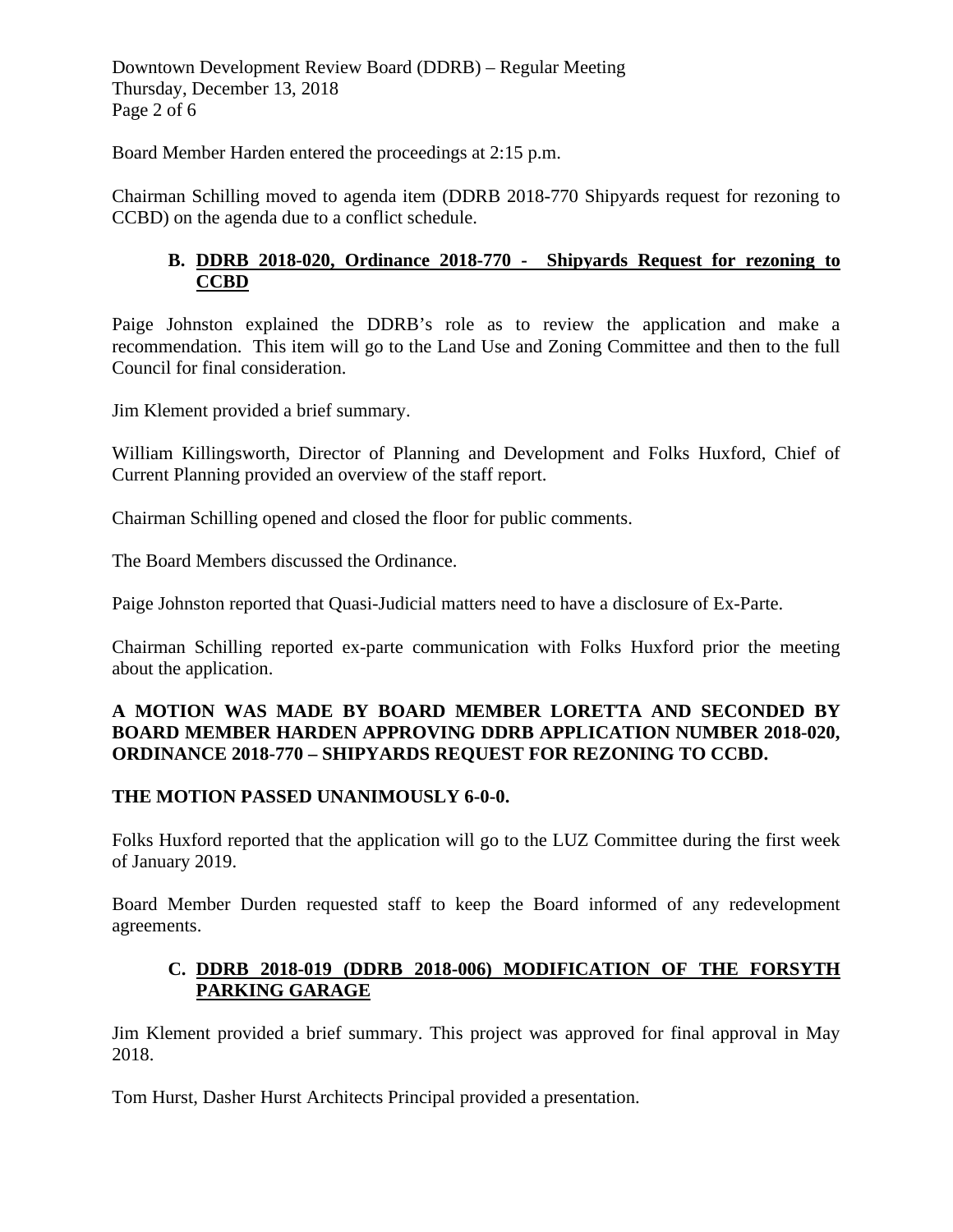Board Member Harden entered the proceedings at 2:15 p.m.

Chairman Schilling moved to agenda item (DDRB 2018-770 Shipyards request for rezoning to CCBD) on the agenda due to a conflict schedule.

### B. DDRB 2018-020, Ordinance 2018-770 - Shipyards Request for rezoning to CCBD

Paige Johnston explained the DDRB's role as to review the application and make a recommendation. This item will go to the Land Use and Zoning Committee and then to the full Council for final consideration.

Jim Klement provided a brief summary.

William Killingsworth, Director of Planning and Development and Folks Huxford, Chief of Current Planning provided an overview of the staff report.

Chairman Schilling opened and closed the floor for public comments.

The Board Members discussed the Ordinance.

Paige Johnston reported that Quasi-Judicial matters need to have a disclosure of Ex-Parte.

Chairman Schilling reported ex-parte communication with Folks Huxford prior the meeting about the application.

**A MOTION WAS MADE BY BOARD MEMBER LORETTA AND SECONDED BY BOARD MEMBER HARDEN APPROVING DDRB APPLICATION NUMBER 2018-020, ORDINANCE 2018-770 – SHIPYARDS REQUEST FOR REZONING TO CCBD.**

**THE MOTION PASSED UNANIMOUSLY 6-0-0.**

Folks Huxford reported that the application will go to the LUZ Committee during the first week of January 2019.

Board Member Durden requested staff to keep the Board informed of any redevelopment agreements.

### C. DDRB 2018-019 (DDRB 2018-006) MODIFICATION OF THE FORSYTH PARKING GARAGE

Jim Klement provided a brief summary. This project was approved for final approval in May 2018.

Tom Hurst, Dasher Hurst Architects Principal provided a presentation.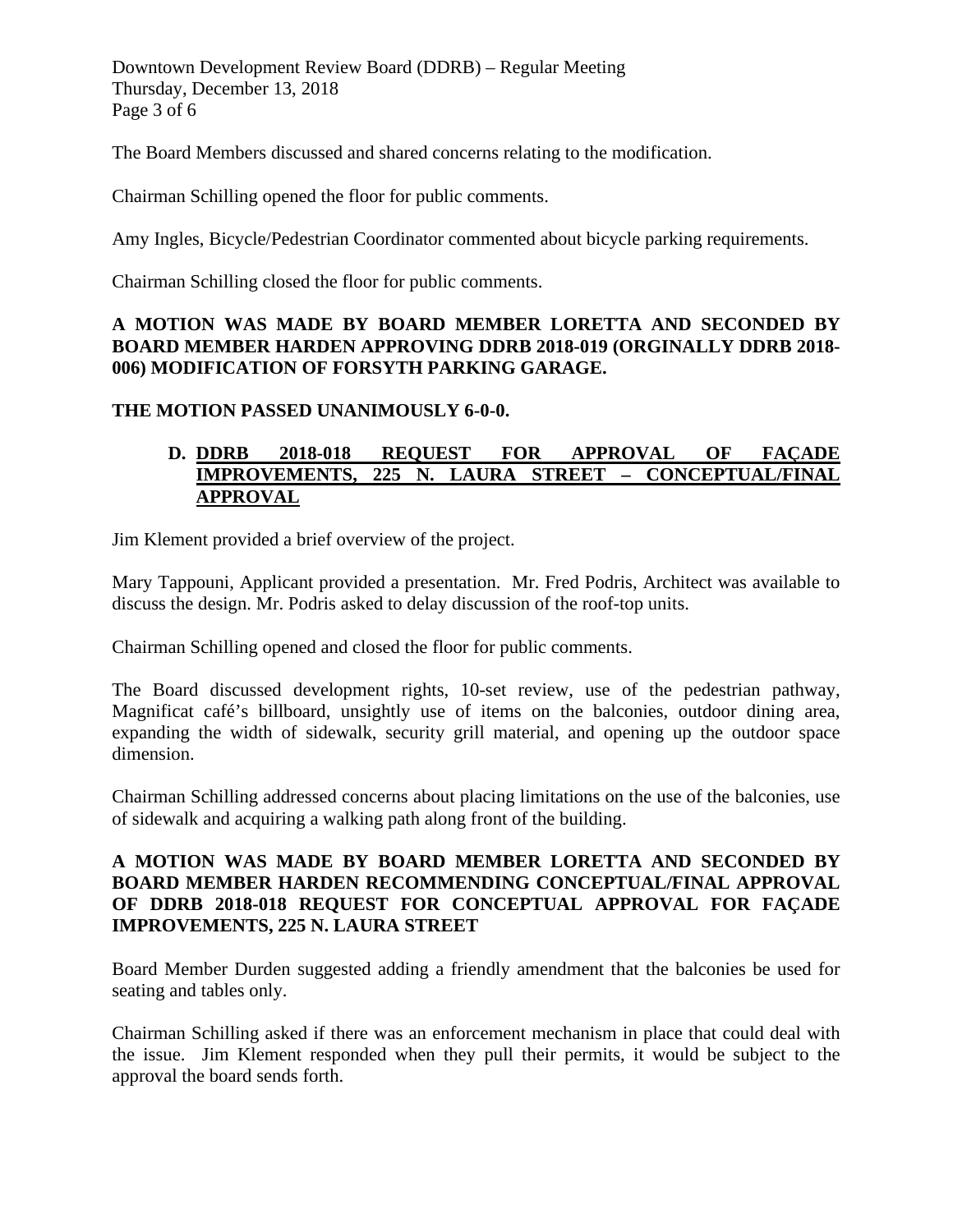The Board Members discussed and shared concerns relating to the modification.

Chairman Schilling opened the floor for public comments.

Amy Ingles, Bicycle/Pedestrian Coordinator commented about bicycle parking requirements.

Chairman Schilling closed the floor for public comments.

**A MOTION WAS MADE BY BOARD MEMBER LORETTA AND SECONDED BY BOARD MEMBER HARDEN APPROVING DDRB 2018-019 (ORGINALLY DDRB 2018-006) MODIFICATION OF FORSYTH PARKING GARAGE.**

**THE MOTION PASSED UNANIMOUSLY 6-0-0.**

**D. <u>DDRB 2018-018 REQUEST FOR APPROVAL OF FAÇADE IMPROVEMENTS, 225 N. LAURA STREET – CONCEPTUAL/FINAL APPROVAL</u>**

Jim Klement provided a brief overview of the project.

Mary Tappouni, Applicant provided a presentation. Mr. Fred Podris, Architect was available to discuss the design. Mr. Podris asked to delay discussion of the roof-top units.

Chairman Schilling opened and closed the floor for public comments.

The Board discussed development rights, 10-set review, use of the pedestrian pathway, Magnificat café's billboard, unsightly use of items on the balconies, outdoor dining area, expanding the width of sidewalk, security grill material, and opening up the outdoor space dimension.

Chairman Schilling addressed concerns about placing limitations on the use of the balconies, use of sidewalk and acquiring a walking path along front of the building.

**A MOTION WAS MADE BY BOARD MEMBER LORETTA AND SECONDED BY BOARD MEMBER HARDEN RECOMMENDING CONCEPTUAL/FINAL APPROVAL OF DDRB 2018-018 REQUEST FOR CONCEPTUAL APPROVAL FOR FAÇADE IMPROVEMENTS, 225 N. LAURA STREET**

Board Member Durden suggested adding a friendly amendment that the balconies be used for seating and tables only.

Chairman Schilling asked if there was an enforcement mechanism in place that could deal with the issue. Jim Klement responded when they pull their permits, it would be subject to the approval the board sends forth.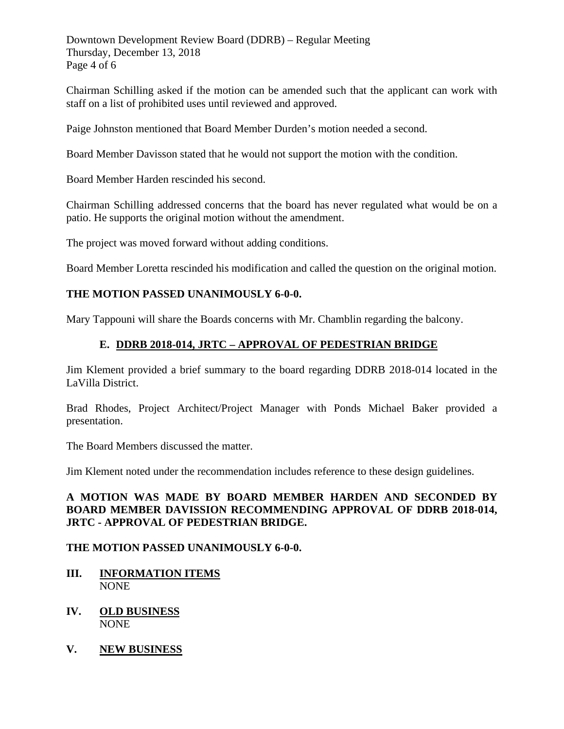Chairman Schilling asked if the motion can be amended such that the applicant can work with staff on a list of prohibited uses until reviewed and approved.

Paige Johnston mentioned that Board Member Durden's motion needed a second.

Board Member Davisson stated that he would not support the motion with the condition.

Board Member Harden rescinded his second.

Chairman Schilling addressed concerns that the board has never regulated what would be on a patio. He supports the original motion without the amendment.

The project was moved forward without adding conditions.

Board Member Loretta rescinded his modification and called the question on the original motion.

**THE MOTION PASSED UNANIMOUSLY 6-0-0.**

Mary Tappouni will share the Boards concerns with Mr. Chamblin regarding the balcony.

### E. DDRB 2018-014, JRTC – APPROVAL OF PEDESTRIAN BRIDGE

Jim Klement provided a brief summary to the board regarding DDRB 2018-014 located in the LaVilla District.

Brad Rhodes, Project Architect/Project Manager with Ponds Michael Baker provided a presentation.

The Board Members discussed the matter.

Jim Klement noted under the recommendation includes reference to these design guidelines.

**A MOTION WAS MADE BY BOARD MEMBER HARDEN AND SECONDED BY BOARD MEMBER DAVISSION RECOMMENDING APPROVAL OF DDRB 2018-014, JRTC - APPROVAL OF PEDESTRIAN BRIDGE.**

**THE MOTION PASSED UNANIMOUSLY 6-0-0.**

## III. INFORMATION ITEMS

NONE

## IV. OLD BUSINESS

NONE

## V. NEW BUSINESS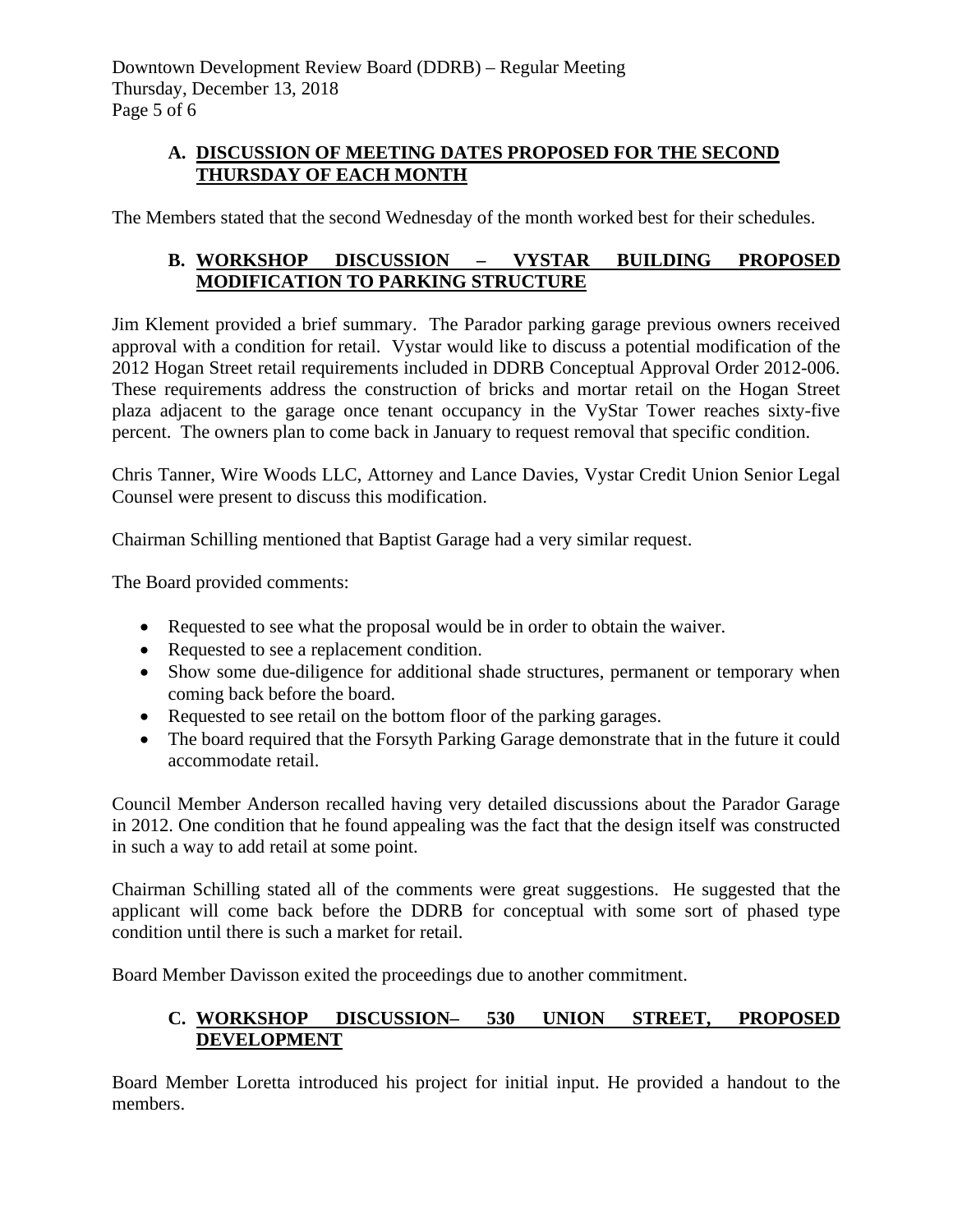### A. DISCUSSION OF MEETING DATES PROPOSED FOR THE SECOND THURSDAY OF EACH MONTH

The Members stated that the second Wednesday of the month worked best for their schedules.

### B. WORKSHOP DISCUSSION – VYSTAR BUILDING PROPOSED MODIFICATION TO PARKING STRUCTURE

Jim Klement provided a brief summary. The Parador parking garage previous owners received approval with a condition for retail. Vystar would like to discuss a potential modification of the 2012 Hogan Street retail requirements included in DDRB Conceptual Approval Order 2012-006. These requirements address the construction of bricks and mortar retail on the Hogan Street plaza adjacent to the garage once tenant occupancy in the VyStar Tower reaches sixty-five percent. The owners plan to come back in January to request removal that specific condition.

Chris Tanner, Wire Woods LLC, Attorney and Lance Davies, Vystar Credit Union Senior Legal Counsel were present to discuss this modification.

Chairman Schilling mentioned that Baptist Garage had a very similar request.

The Board provided comments:

- Requested to see what the proposal would be in order to obtain the waiver.
- Requested to see a replacement condition.
- Show some due-diligence for additional shade structures, permanent or temporary when coming back before the board.
- Requested to see retail on the bottom floor of the parking garages.
- The board required that the Forsyth Parking Garage demonstrate that in the future it could accommodate retail.

Council Member Anderson recalled having very detailed discussions about the Parador Garage in 2012. One condition that he found appealing was the fact that the design itself was constructed in such a way to add retail at some point.

Chairman Schilling stated all of the comments were great suggestions. He suggested that the applicant will come back before the DDRB for conceptual with some sort of phased type condition until there is such a market for retail.

Board Member Davisson exited the proceedings due to another commitment.

### C. WORKSHOP DISCUSSION– 530 UNION STREET, PROPOSED DEVELOPMENT

Board Member Loretta introduced his project for initial input. He provided a handout to the members.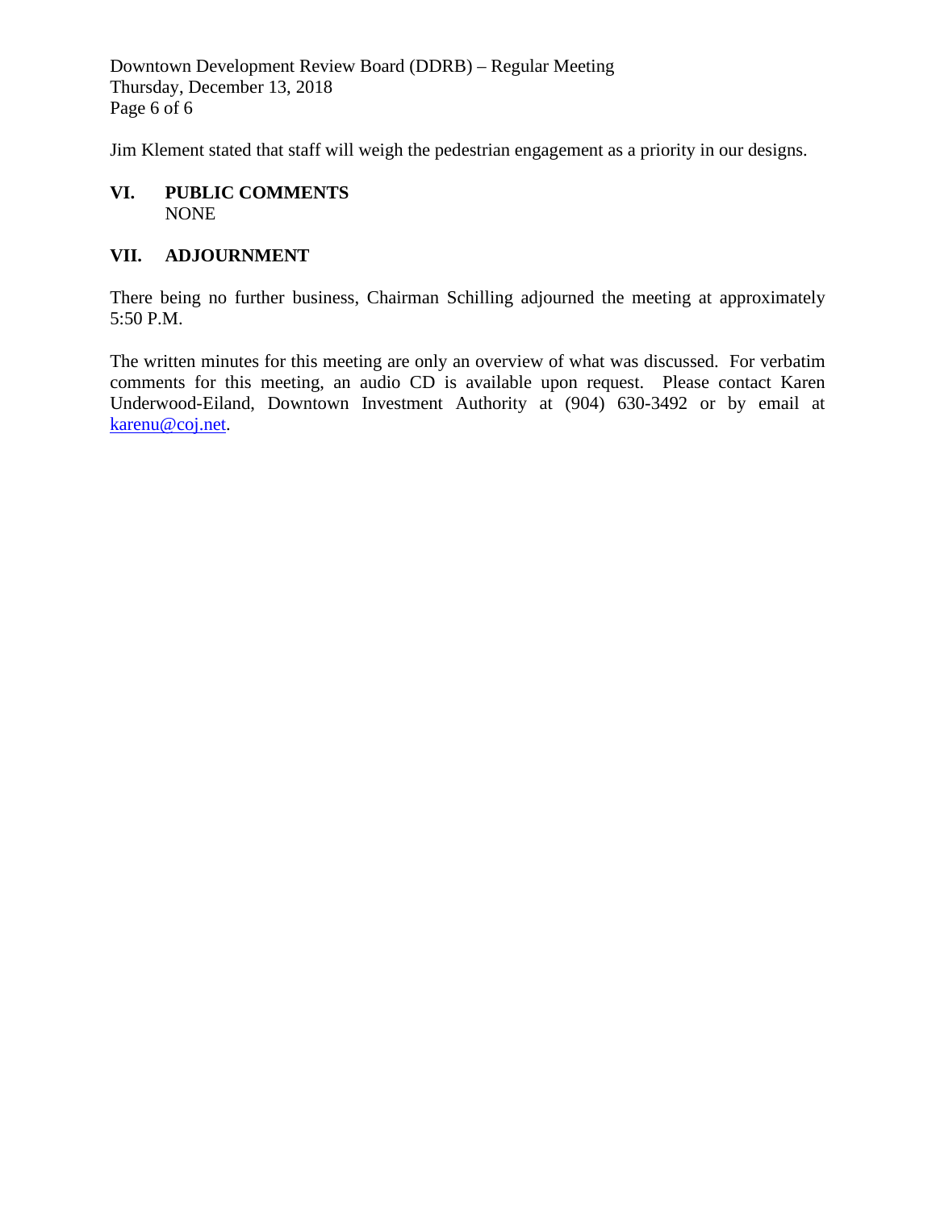Jim Klement stated that staff will weigh the pedestrian engagement as a priority in our designs.

## VI. PUBLIC COMMENTS

NONE

## VII. ADJOURNMENT

There being no further business, Chairman Schilling adjourned the meeting at approximately 5:50 P.M.

The written minutes for this meeting are only an overview of what was discussed. For verbatim comments for this meeting, an audio CD is available upon request. Please contact Karen Underwood-Eiland, Downtown Investment Authority at (904) 630-3492 or by email at karenu@coj.net.